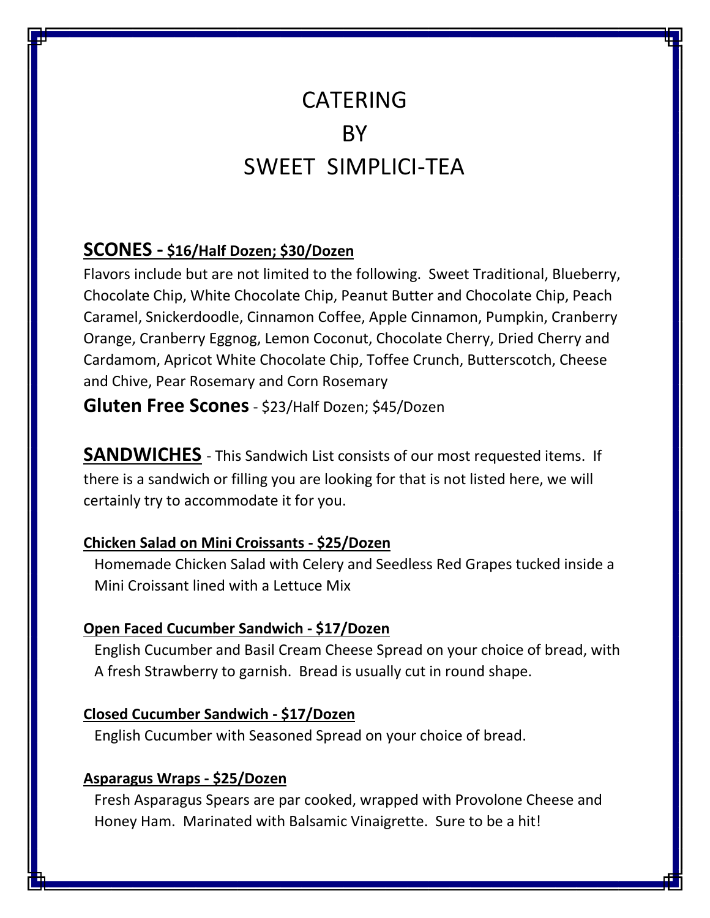# CATERING
# BY
# SWEET SIMPLICI-TEA

## SCONES - $16/Half Dozen; $30/Dozen

Flavors include but are not limited to the following. Sweet Traditional, Blueberry, Chocolate Chip, White Chocolate Chip, Peanut Butter and Chocolate Chip, Peach Caramel, Snickerdoodle, Cinnamon Coffee, Apple Cinnamon, Pumpkin, Cranberry Orange, Cranberry Eggnog, Lemon Coconut, Chocolate Cherry, Dried Cherry and Cardamom, Apricot White Chocolate Chip, Toffee Crunch, Butterscotch, Cheese and Chive, Pear Rosemary and Corn Rosemary

**Gluten Free Scones** - $23/Half Dozen; $45/Dozen

## SANDWICHES

This Sandwich List consists of our most requested items. If there is a sandwich or filling you are looking for that is not listed here, we will certainly try to accommodate it for you.

### Chicken Salad on Mini Croissants - $25/Dozen

Homemade Chicken Salad with Celery and Seedless Red Grapes tucked inside a Mini Croissant lined with a Lettuce Mix

### Open Faced Cucumber Sandwich - $17/Dozen

English Cucumber and Basil Cream Cheese Spread on your choice of bread, with A fresh Strawberry to garnish. Bread is usually cut in round shape.

### Closed Cucumber Sandwich - $17/Dozen

English Cucumber with Seasoned Spread on your choice of bread.

### Asparagus Wraps - $25/Dozen

Fresh Asparagus Spears are par cooked, wrapped with Provolone Cheese and Honey Ham. Marinated with Balsamic Vinaigrette. Sure to be a hit!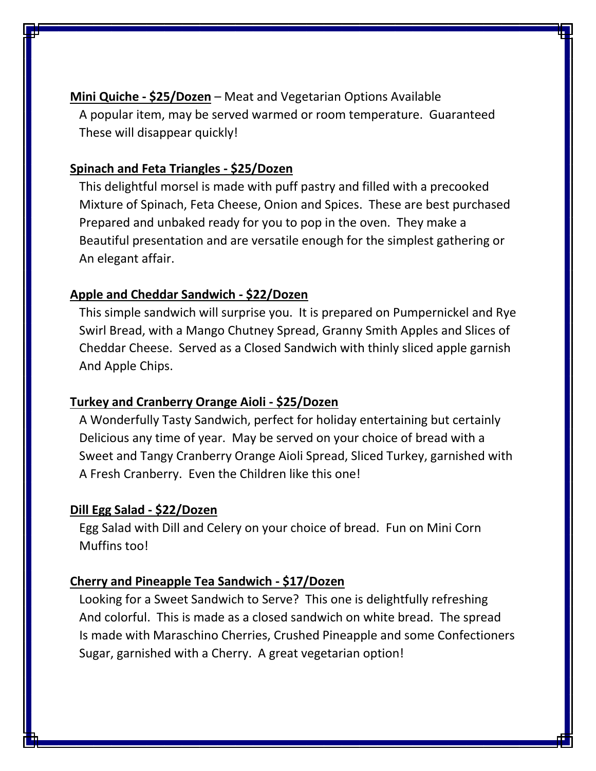**Mini Quiche - $25/Dozen** – Meat and Vegetarian Options Available

A popular item, may be served warmed or room temperature. Guaranteed These will disappear quickly!

**Spinach and Feta Triangles - $25/Dozen**

This delightful morsel is made with puff pastry and filled with a precooked Mixture of Spinach, Feta Cheese, Onion and Spices. These are best purchased Prepared and unbaked ready for you to pop in the oven. They make a Beautiful presentation and are versatile enough for the simplest gathering or An elegant affair.

**Apple and Cheddar Sandwich - $22/Dozen**

This simple sandwich will surprise you. It is prepared on Pumpernickel and Rye Swirl Bread, with a Mango Chutney Spread, Granny Smith Apples and Slices of Cheddar Cheese. Served as a Closed Sandwich with thinly sliced apple garnish And Apple Chips.

**Turkey and Cranberry Orange Aioli - $25/Dozen**

A Wonderfully Tasty Sandwich, perfect for holiday entertaining but certainly Delicious any time of year. May be served on your choice of bread with a Sweet and Tangy Cranberry Orange Aioli Spread, Sliced Turkey, garnished with A Fresh Cranberry. Even the Children like this one!

**Dill Egg Salad - $22/Dozen**

Egg Salad with Dill and Celery on your choice of bread. Fun on Mini Corn Muffins too!

**Cherry and Pineapple Tea Sandwich - $17/Dozen**

Looking for a Sweet Sandwich to Serve? This one is delightfully refreshing And colorful. This is made as a closed sandwich on white bread. The spread Is made with Maraschino Cherries, Crushed Pineapple and some Confectioners Sugar, garnished with a Cherry. A great vegetarian option!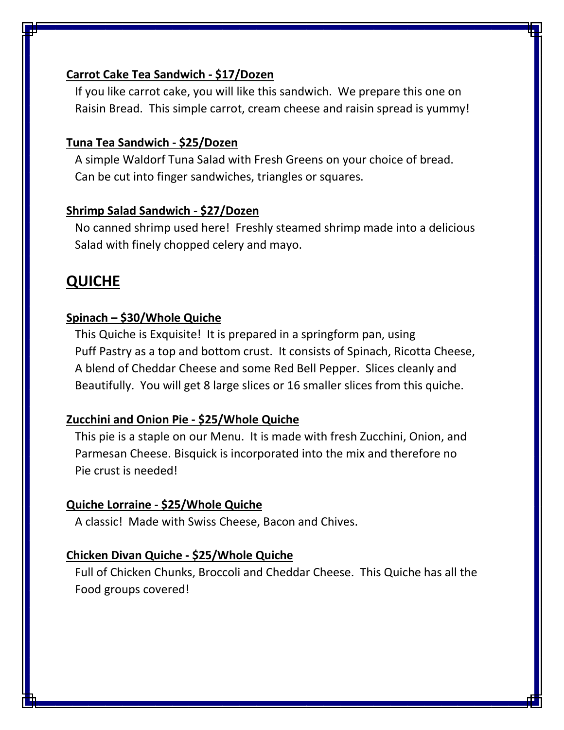**Carrot Cake Tea Sandwich - $17/Dozen**

If you like carrot cake, you will like this sandwich. We prepare this one on Raisin Bread. This simple carrot, cream cheese and raisin spread is yummy!

**Tuna Tea Sandwich - $25/Dozen**

A simple Waldorf Tuna Salad with Fresh Greens on your choice of bread. Can be cut into finger sandwiches, triangles or squares.

**Shrimp Salad Sandwich - $27/Dozen**

No canned shrimp used here! Freshly steamed shrimp made into a delicious Salad with finely chopped celery and mayo.

## QUICHE

**Spinach – $30/Whole Quiche**

This Quiche is Exquisite! It is prepared in a springform pan, using Puff Pastry as a top and bottom crust. It consists of Spinach, Ricotta Cheese, A blend of Cheddar Cheese and some Red Bell Pepper. Slices cleanly and Beautifully. You will get 8 large slices or 16 smaller slices from this quiche.

**Zucchini and Onion Pie - $25/Whole Quiche**

This pie is a staple on our Menu. It is made with fresh Zucchini, Onion, and Parmesan Cheese. Bisquick is incorporated into the mix and therefore no Pie crust is needed!

**Quiche Lorraine - $25/Whole Quiche**

A classic! Made with Swiss Cheese, Bacon and Chives.

**Chicken Divan Quiche - $25/Whole Quiche**

Full of Chicken Chunks, Broccoli and Cheddar Cheese. This Quiche has all the Food groups covered!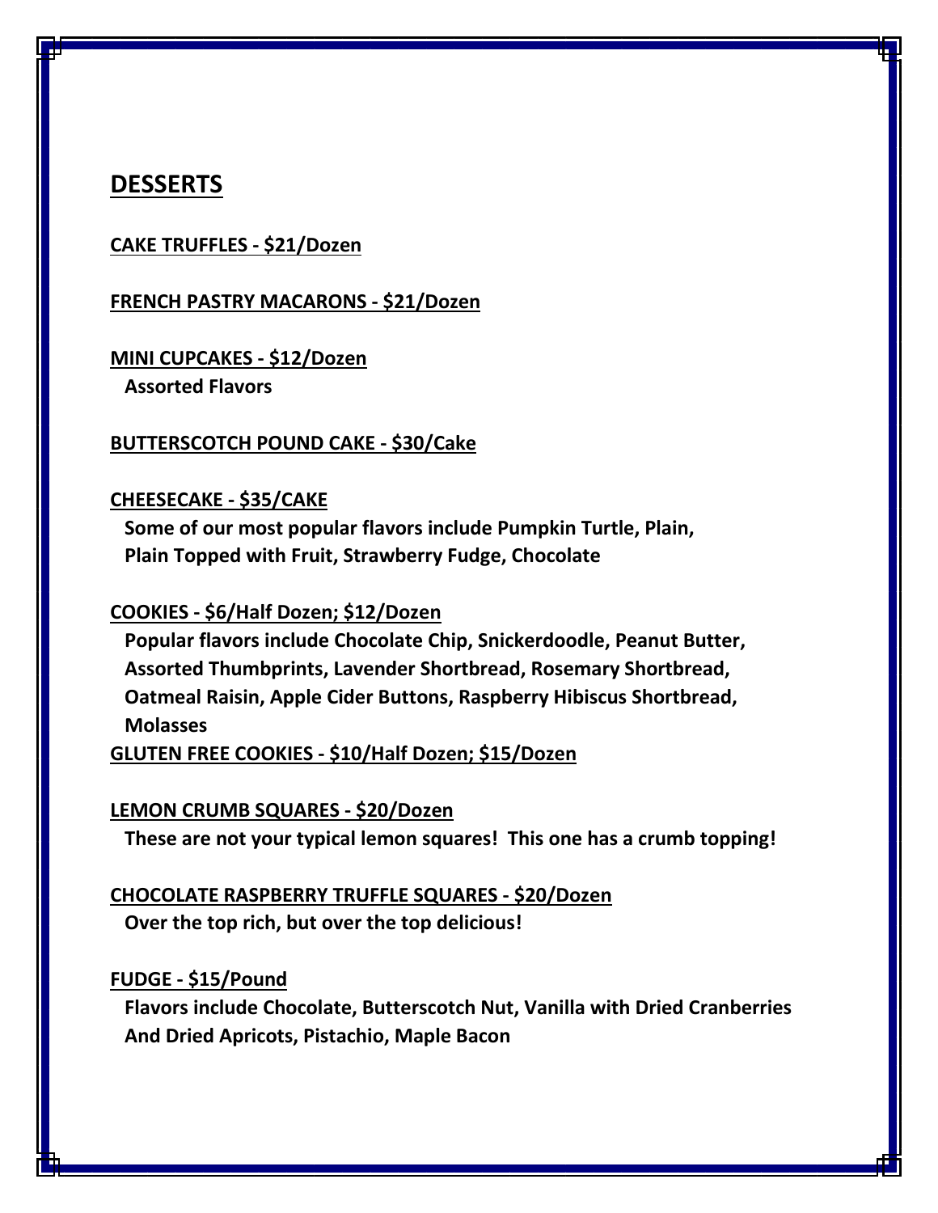## DESSERTS

**CAKE TRUFFLES - $21/Dozen**

**FRENCH PASTRY MACARONS - $21/Dozen**

**MINI CUPCAKES - $12/Dozen**
**Assorted Flavors**

**BUTTERSCOTCH POUND CAKE - $30/Cake**

**CHEESECAKE - $35/CAKE**
**Some of our most popular flavors include Pumpkin Turtle, Plain, Plain Topped with Fruit, Strawberry Fudge, Chocolate**

**COOKIES - $6/Half Dozen; $12/Dozen**
**Popular flavors include Chocolate Chip, Snickerdoodle, Peanut Butter, Assorted Thumbprints, Lavender Shortbread, Rosemary Shortbread, Oatmeal Raisin, Apple Cider Buttons, Raspberry Hibiscus Shortbread, Molasses**

**GLUTEN FREE COOKIES - $10/Half Dozen; $15/Dozen**

**LEMON CRUMB SQUARES - $20/Dozen**
**These are not your typical lemon squares! This one has a crumb topping!**

**CHOCOLATE RASPBERRY TRUFFLE SQUARES - $20/Dozen**
**Over the top rich, but over the top delicious!**

**FUDGE - $15/Pound**
**Flavors include Chocolate, Butterscotch Nut, Vanilla with Dried Cranberries And Dried Apricots, Pistachio, Maple Bacon**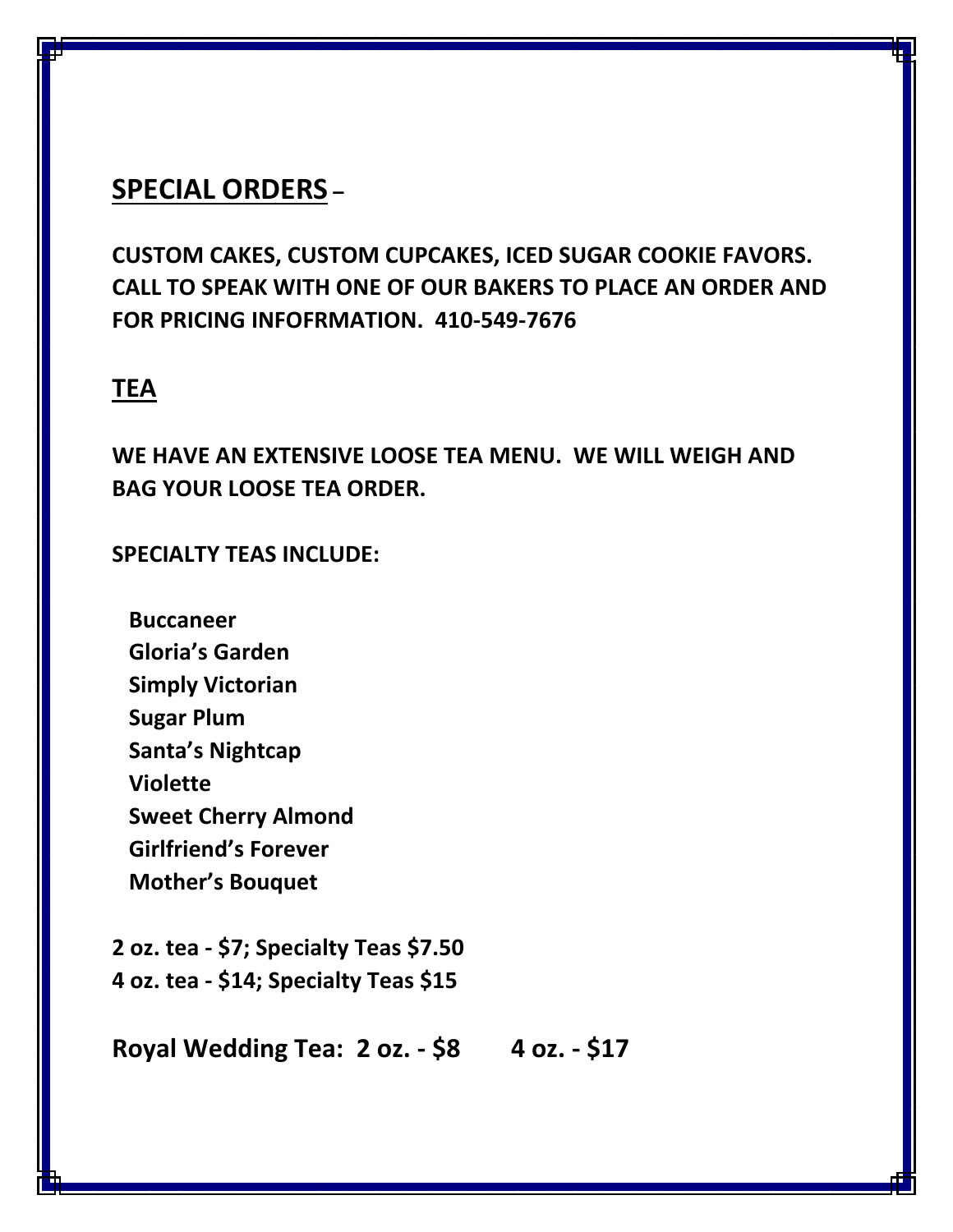## SPECIAL ORDERS –

**CUSTOM CAKES, CUSTOM CUPCAKES, ICED SUGAR COOKIE FAVORS. CALL TO SPEAK WITH ONE OF OUR BAKERS TO PLACE AN ORDER AND FOR PRICING INFOFRMATION. 410-549-7676**

## TEA

**WE HAVE AN EXTENSIVE LOOSE TEA MENU. WE WILL WEIGH AND BAG YOUR LOOSE TEA ORDER.**

**SPECIALTY TEAS INCLUDE:**

- **Buccaneer**
- **Gloria's Garden**
- **Simply Victorian**
- **Sugar Plum**
- **Santa's Nightcap**
- **Violette**
- **Sweet Cherry Almond**
- **Girlfriend's Forever**
- **Mother's Bouquet**

**2 oz. tea - $7; Specialty Teas $7.50**
**4 oz. tea - $14; Specialty Teas $15**

**Royal Wedding Tea: 2 oz. - $8 4 oz. - $17**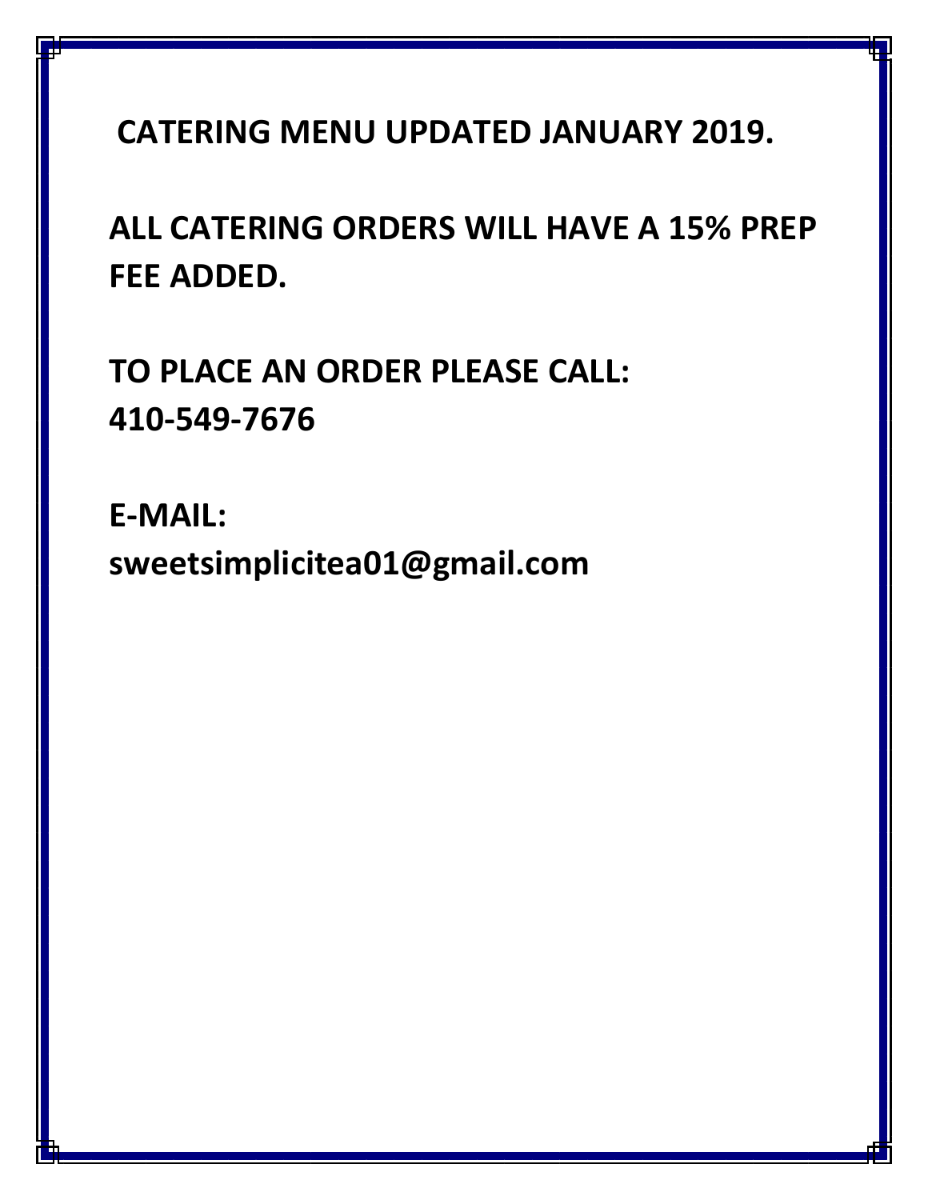**CATERING MENU UPDATED JANUARY 2019.**

**ALL CATERING ORDERS WILL HAVE A 15% PREP FEE ADDED.**

**TO PLACE AN ORDER PLEASE CALL:**
**410-549-7676**

**E-MAIL:**
**sweetsimplicitea01@gmail.com**